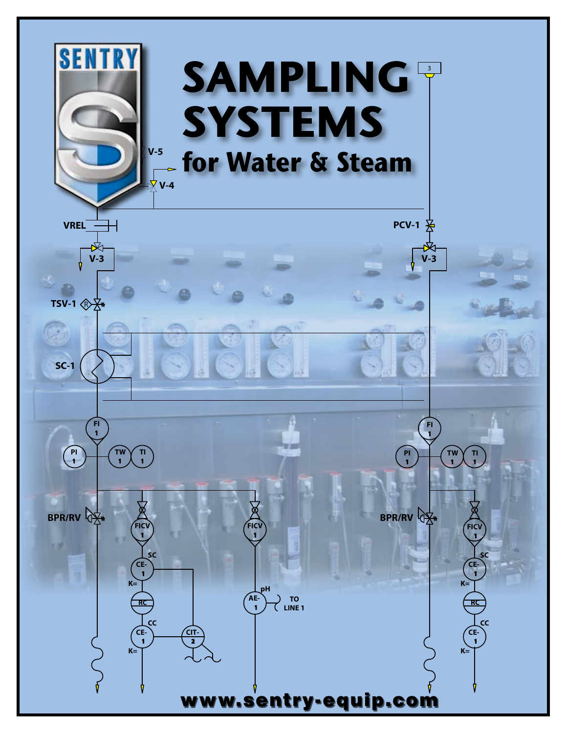# SAMPLING SYSTEMS

## for Water & Steam

**www.sentry-equip.com**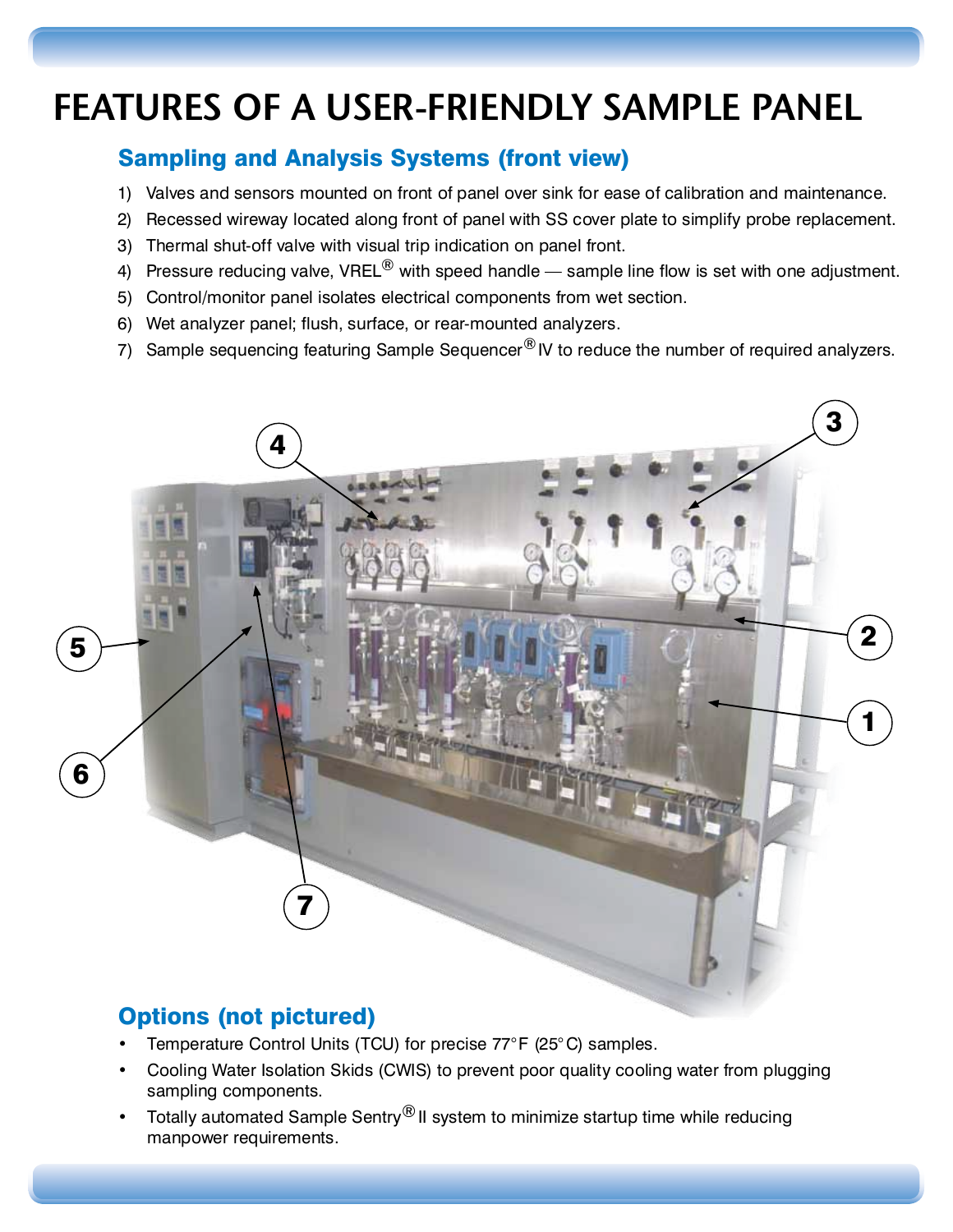# FEATURES OF A USER-FRIENDLY SAMPLE PANEL

## Sampling and Analysis Systems (front view)

1) Valves and sensors mounted on front of panel over sink for ease of calibration and maintenance.
2) Recessed wireway located along front of panel with SS cover plate to simplify probe replacement.
3) Thermal shut-off valve with visual trip indication on panel front.
4) Pressure reducing valve, VREL® with speed handle — sample line flow is set with one adjustment.
5) Control/monitor panel isolates electrical components from wet section.
6) Wet analyzer panel; flush, surface, or rear-mounted analyzers.
7) Sample sequencing featuring Sample Sequencer® IV to reduce the number of required analyzers.

## Options (not pictured)

- Temperature Control Units (TCU) for precise 77°F (25°C) samples.
- Cooling Water Isolation Skids (CWIS) to prevent poor quality cooling water from plugging sampling components.
- Totally automated Sample Sentry® II system to minimize startup time while reducing manpower requirements.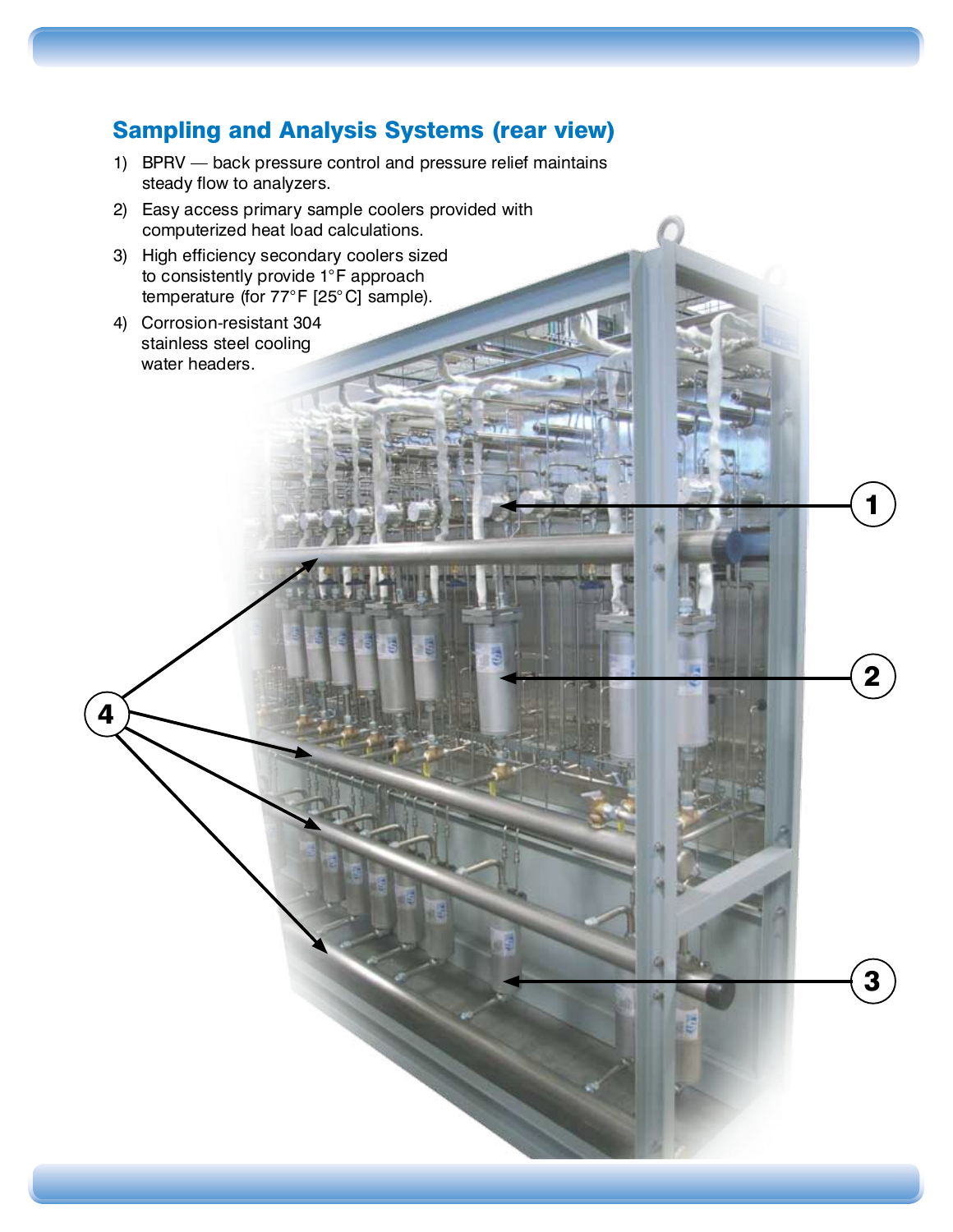## Sampling and Analysis Systems (rear view)

1) BPRV — back pressure control and pressure relief maintains steady flow to analyzers.
2) Easy access primary sample coolers provided with computerized heat load calculations.
3) High efficiency secondary coolers sized to consistently provide 1°F approach temperature (for 77°F [25°C] sample).
4) Corrosion-resistant 304 stainless steel cooling water headers.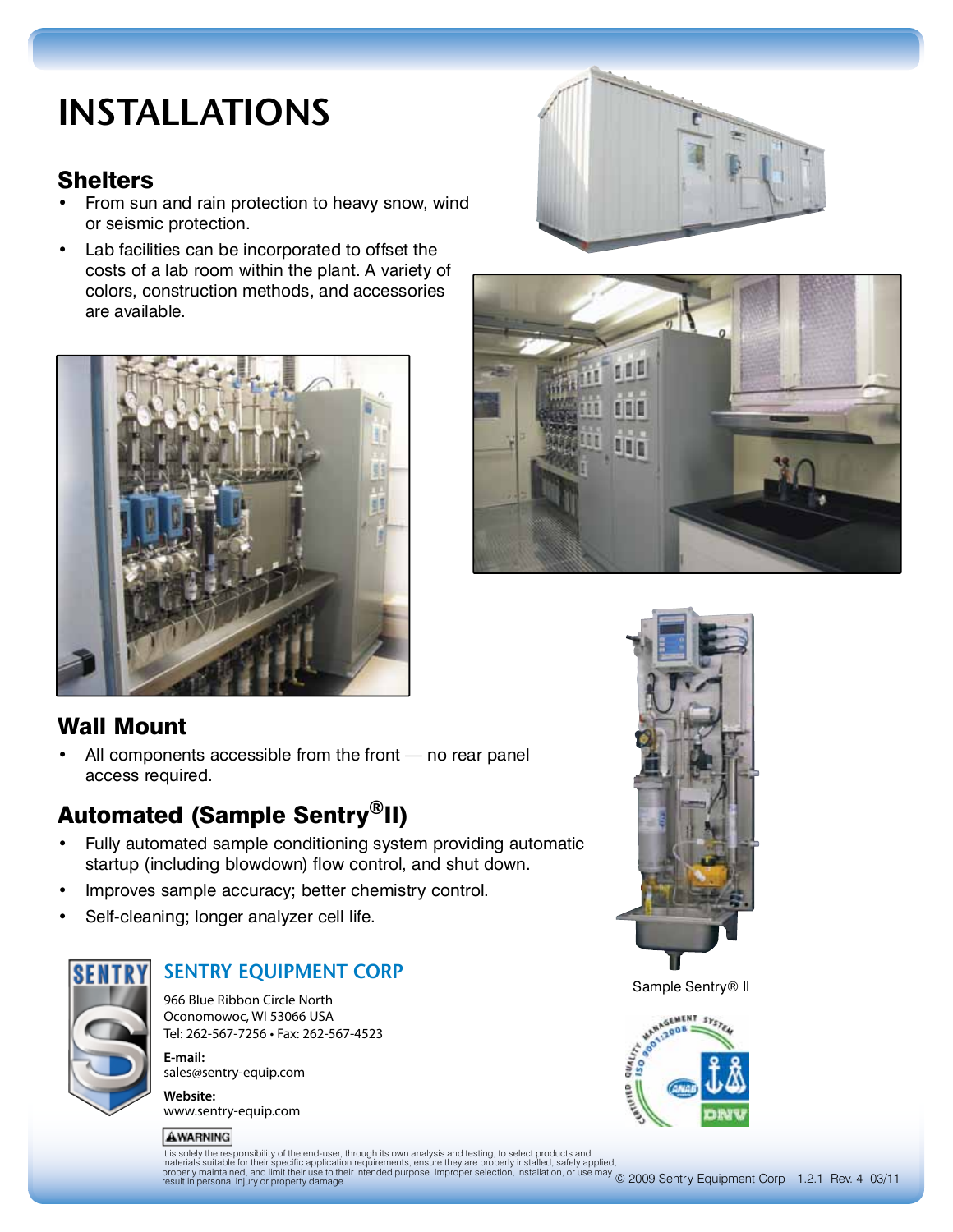# INSTALLATIONS

## Shelters

- From sun and rain protection to heavy snow, wind or seismic protection.
- Lab facilities can be incorporated to offset the costs of a lab room within the plant. A variety of colors, construction methods, and accessories are available.

## Wall Mount

- All components accessible from the front — no rear panel access required.

## Automated (Sample Sentry®II)

- Fully automated sample conditioning system providing automatic startup (including blowdown) flow control, and shut down.
- Improves sample accuracy; better chemistry control.
- Self-cleaning; longer analyzer cell life.

Sample Sentry® II

**SENTRY EQUIPMENT CORP**

966 Blue Ribbon Circle North
Oconomowoc, WI 53066 USA
Tel: 262-567-7256 • Fax: 262-567-4523

**E-mail:**
sales@sentry-equip.com

**Website:**
www.sentry-equip.com

**⚠WARNING**

It is solely the responsibility of the end-user, through its own analysis and testing, to select products and materials suitable for their specific application requirements, ensure they are properly installed, safely applied, properly maintained, and limit their use to their intended purpose. Improper selection, installation, or use may result in personal injury or property damage.

© 2009 Sentry Equipment Corp 1.2.1 Rev. 4 03/11